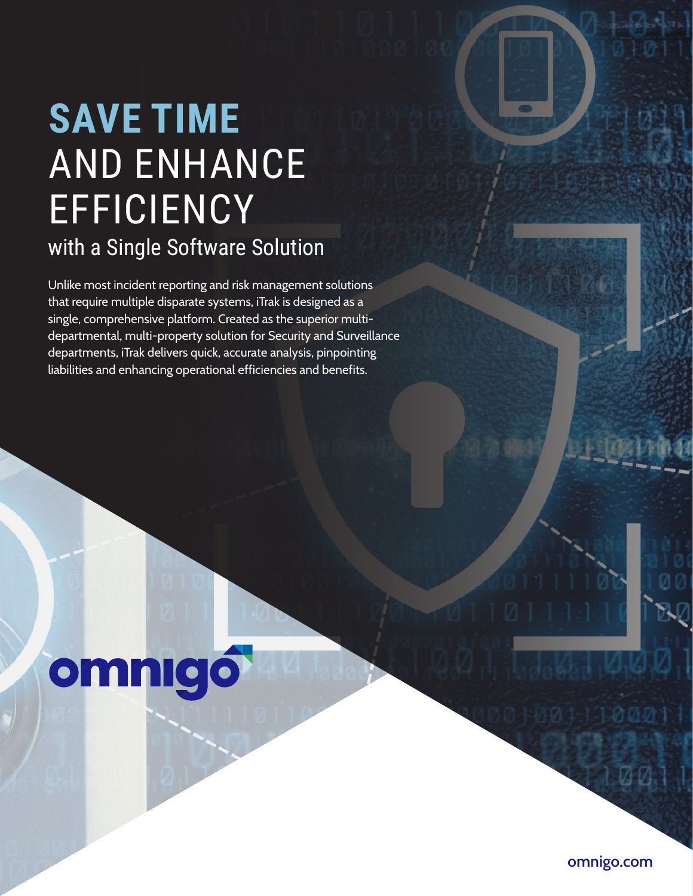# SAVE TIME AND ENHANCE EFFICIENCY

## with a Single Software Solution

Unlike most incident reporting and risk management solutions that require multiple disparate systems, iTrak is designed as a single, comprehensive platform. Created as the superior multi-departmental, multi-property solution for Security and Surveillance departments, iTrak delivers quick, accurate analysis, pinpointing liabilities and enhancing operational efficiencies and benefits.

omnigo

omnigo.com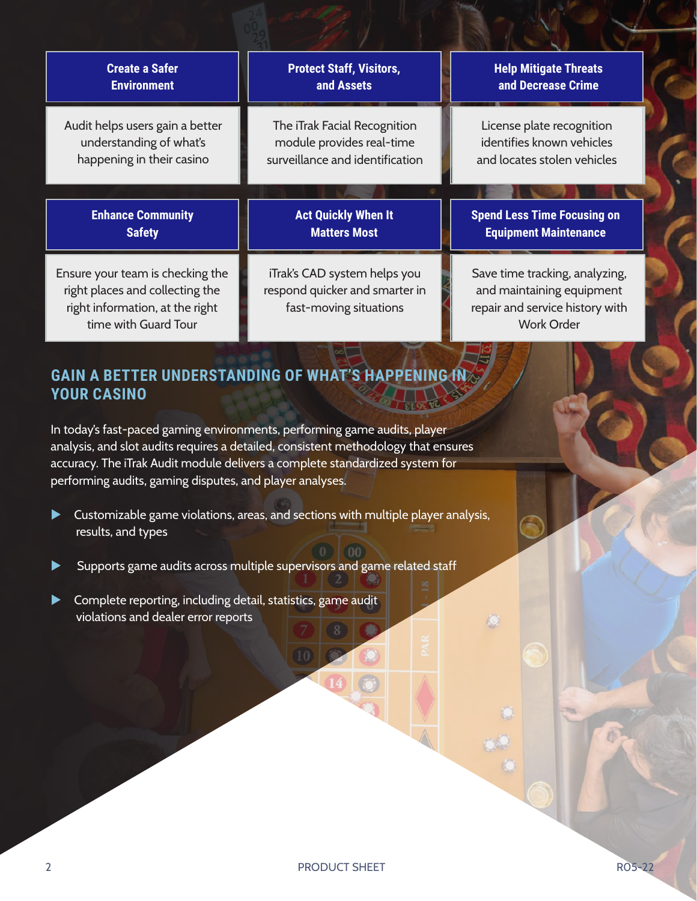| Create a Safer Environment | Protect Staff, Visitors, and Assets | Help Mitigate Threats and Decrease Crime |
| --- | --- | --- |
| Audit helps users gain a better understanding of what's happening in their casino | The iTrak Facial Recognition module provides real-time surveillance and identification | License plate recognition identifies known vehicles and locates stolen vehicles |

| Enhance Community Safety | Act Quickly When It Matters Most | Spend Less Time Focusing on Equipment Maintenance |
| --- | --- | --- |
| Ensure your team is checking the right places and collecting the right information, at the right time with Guard Tour | iTrak's CAD system helps you respond quicker and smarter in fast-moving situations | Save time tracking, analyzing, and maintaining equipment repair and service history with Work Order |

## GAIN A BETTER UNDERSTANDING OF WHAT'S HAPPENING IN YOUR CASINO

In today's fast-paced gaming environments, performing game audits, player analysis, and slot audits requires a detailed, consistent methodology that ensures accuracy. The iTrak Audit module delivers a complete standardized system for performing audits, gaming disputes, and player analyses.

- Customizable game violations, areas, and sections with multiple player analysis, results, and types
- Supports game audits across multiple supervisors and game related staff
- Complete reporting, including detail, statistics, game audit violations and dealer error reports

PRODUCT SHEET

R05-22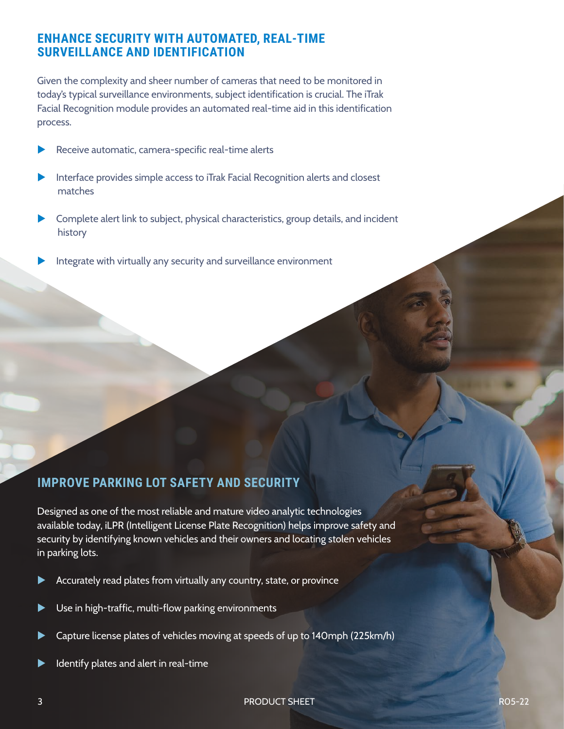## ENHANCE SECURITY WITH AUTOMATED, REAL-TIME SURVEILLANCE AND IDENTIFICATION

Given the complexity and sheer number of cameras that need to be monitored in today's typical surveillance environments, subject identification is crucial. The iTrak Facial Recognition module provides an automated real-time aid in this identification process.

- Receive automatic, camera-specific real-time alerts
- Interface provides simple access to iTrak Facial Recognition alerts and closest matches
- Complete alert link to subject, physical characteristics, group details, and incident history
- Integrate with virtually any security and surveillance environment

## IMPROVE PARKING LOT SAFETY AND SECURITY

Designed as one of the most reliable and mature video analytic technologies available today, iLPR (Intelligent License Plate Recognition) helps improve safety and security by identifying known vehicles and their owners and locating stolen vehicles in parking lots.

- Accurately read plates from virtually any country, state, or province
- Use in high-traffic, multi-flow parking environments
- Capture license plates of vehicles moving at speeds of up to 140mph (225km/h)
- Identify plates and alert in real-time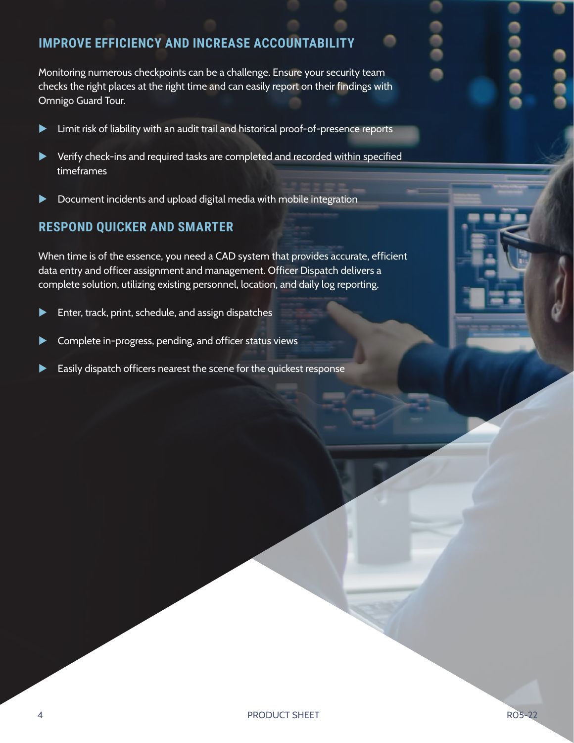## IMPROVE EFFICIENCY AND INCREASE ACCOUNTABILITY

Monitoring numerous checkpoints can be a challenge. Ensure your security team checks the right places at the right time and can easily report on their findings with Omnigo Guard Tour.

- Limit risk of liability with an audit trail and historical proof-of-presence reports
- Verify check-ins and required tasks are completed and recorded within specified timeframes
- Document incidents and upload digital media with mobile integration

## RESPOND QUICKER AND SMARTER

When time is of the essence, you need a CAD system that provides accurate, efficient data entry and officer assignment and management. Officer Dispatch delivers a complete solution, utilizing existing personnel, location, and daily log reporting.

- Enter, track, print, schedule, and assign dispatches
- Complete in-progress, pending, and officer status views
- Easily dispatch officers nearest the scene for the quickest response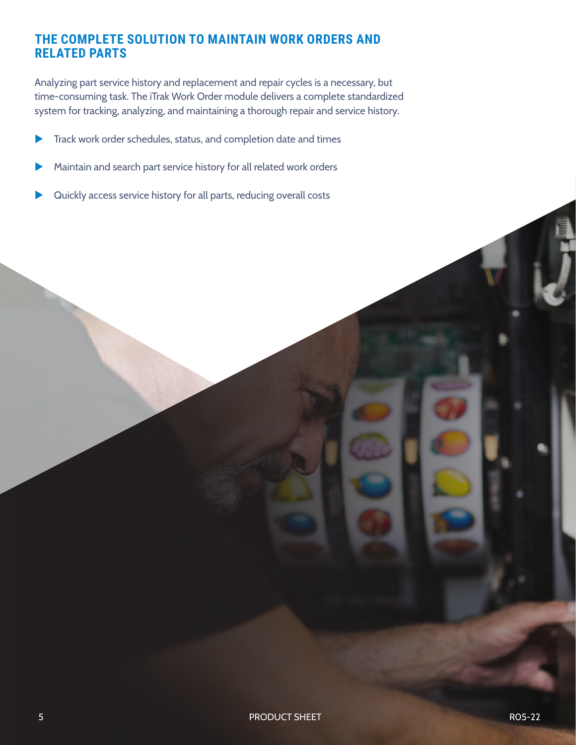## THE COMPLETE SOLUTION TO MAINTAIN WORK ORDERS AND RELATED PARTS

Analyzing part service history and replacement and repair cycles is a necessary, but time-consuming task. The iTrak Work Order module delivers a complete standardized system for tracking, analyzing, and maintaining a thorough repair and service history.

- Track work order schedules, status, and completion date and times
- Maintain and search part service history for all related work orders
- Quickly access service history for all parts, reducing overall costs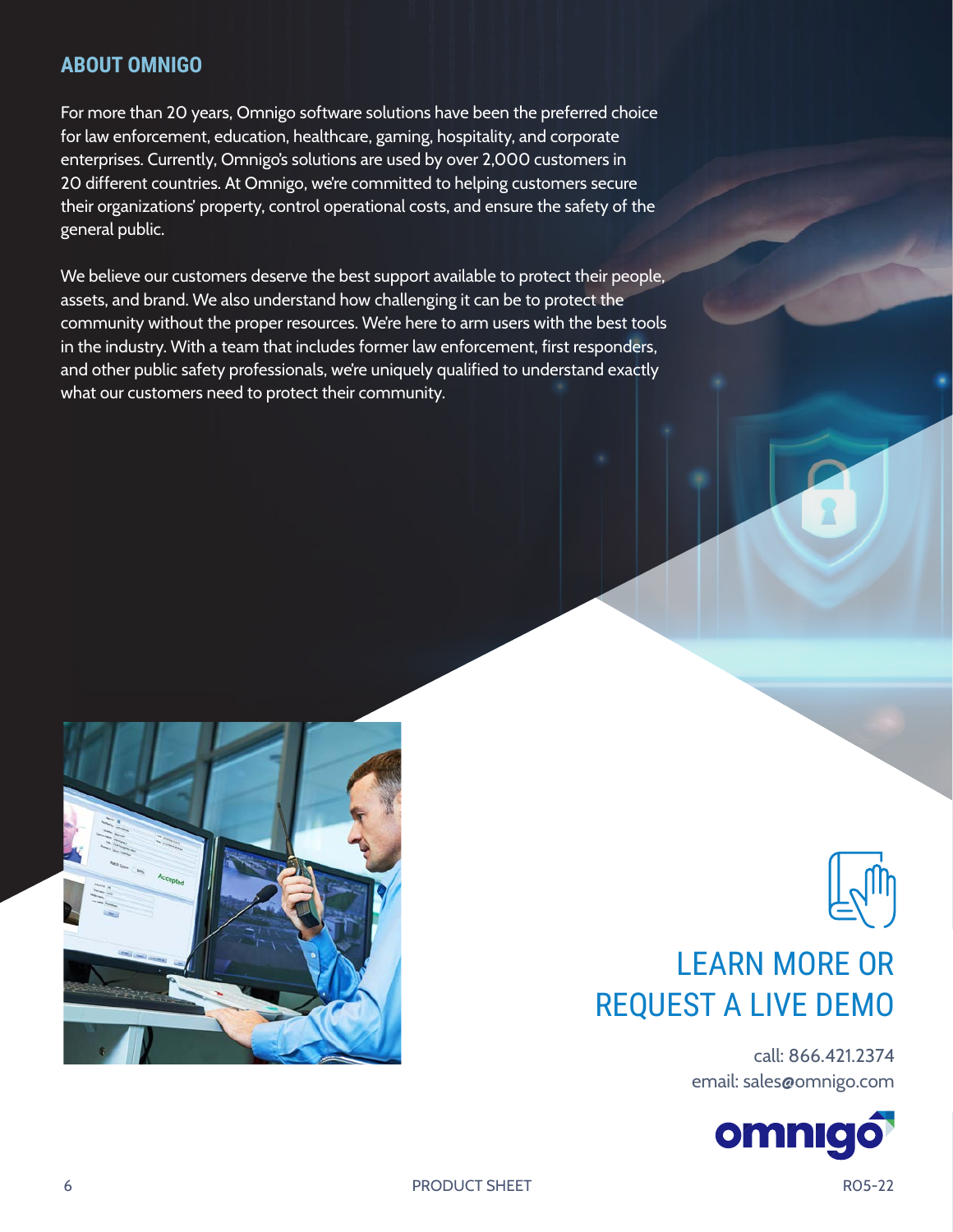## ABOUT OMNIGO

For more than 20 years, Omnigo software solutions have been the preferred choice for law enforcement, education, healthcare, gaming, hospitality, and corporate enterprises. Currently, Omnigo's solutions are used by over 2,000 customers in 20 different countries. At Omnigo, we're committed to helping customers secure their organizations' property, control operational costs, and ensure the safety of the general public.

We believe our customers deserve the best support available to protect their people, assets, and brand. We also understand how challenging it can be to protect the community without the proper resources. We're here to arm users with the best tools in the industry. With a team that includes former law enforcement, first responders, and other public safety professionals, we're uniquely qualified to understand exactly what our customers need to protect their community.

## LEARN MORE OR REQUEST A LIVE DEMO

call: 866.421.2374
email: sales@omnigo.com

omnigo

PRODUCT SHEET

R05-22